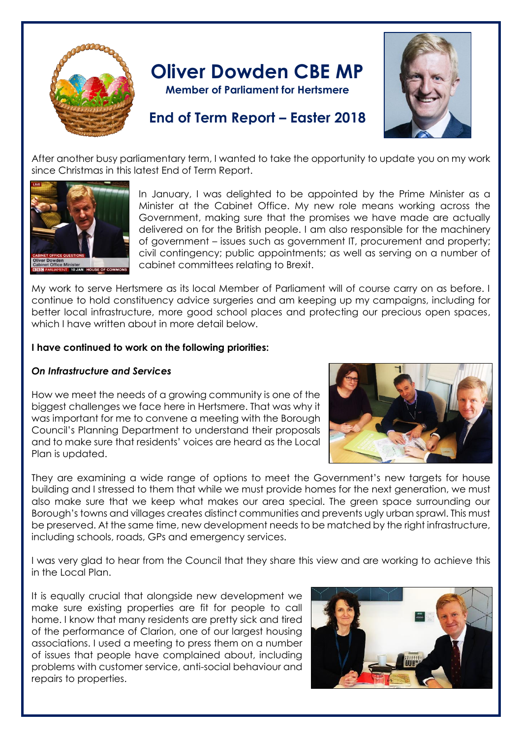# Oliver Dowden CBE MP

**Member of Parliament for Hertsmere**

## End of Term Report – Easter 2018

After another busy parliamentary term, I wanted to take the opportunity to update you on my work since Christmas in this latest End of Term Report.

In January, I was delighted to be appointed by the Prime Minister as a Minister at the Cabinet Office. My new role means working across the Government, making sure that the promises we have made are actually delivered on for the British people. I am also responsible for the machinery of government – issues such as government IT, procurement and property; civil contingency; public appointments; as well as serving on a number of cabinet committees relating to Brexit.

My work to serve Hertsmere as its local Member of Parliament will of course carry on as before. I continue to hold constituency advice surgeries and am keeping up my campaigns, including for better local infrastructure, more good school places and protecting our precious open spaces, which I have written about in more detail below.

**I have continued to work on the following priorities:**

***On Infrastructure and Services***

How we meet the needs of a growing community is one of the biggest challenges we face here in Hertsmere. That was why it was important for me to convene a meeting with the Borough Council's Planning Department to understand their proposals and to make sure that residents' voices are heard as the Local Plan is updated.

They are examining a wide range of options to meet the Government's new targets for house building and I stressed to them that while we must provide homes for the next generation, we must also make sure that we keep what makes our area special. The green space surrounding our Borough's towns and villages creates distinct communities and prevents ugly urban sprawl. This must be preserved. At the same time, new development needs to be matched by the right infrastructure, including schools, roads, GPs and emergency services.

I was very glad to hear from the Council that they share this view and are working to achieve this in the Local Plan.

It is equally crucial that alongside new development we make sure existing properties are fit for people to call home. I know that many residents are pretty sick and tired of the performance of Clarion, one of our largest housing associations. I used a meeting to press them on a number of issues that people have complained about, including problems with customer service, anti-social behaviour and repairs to properties.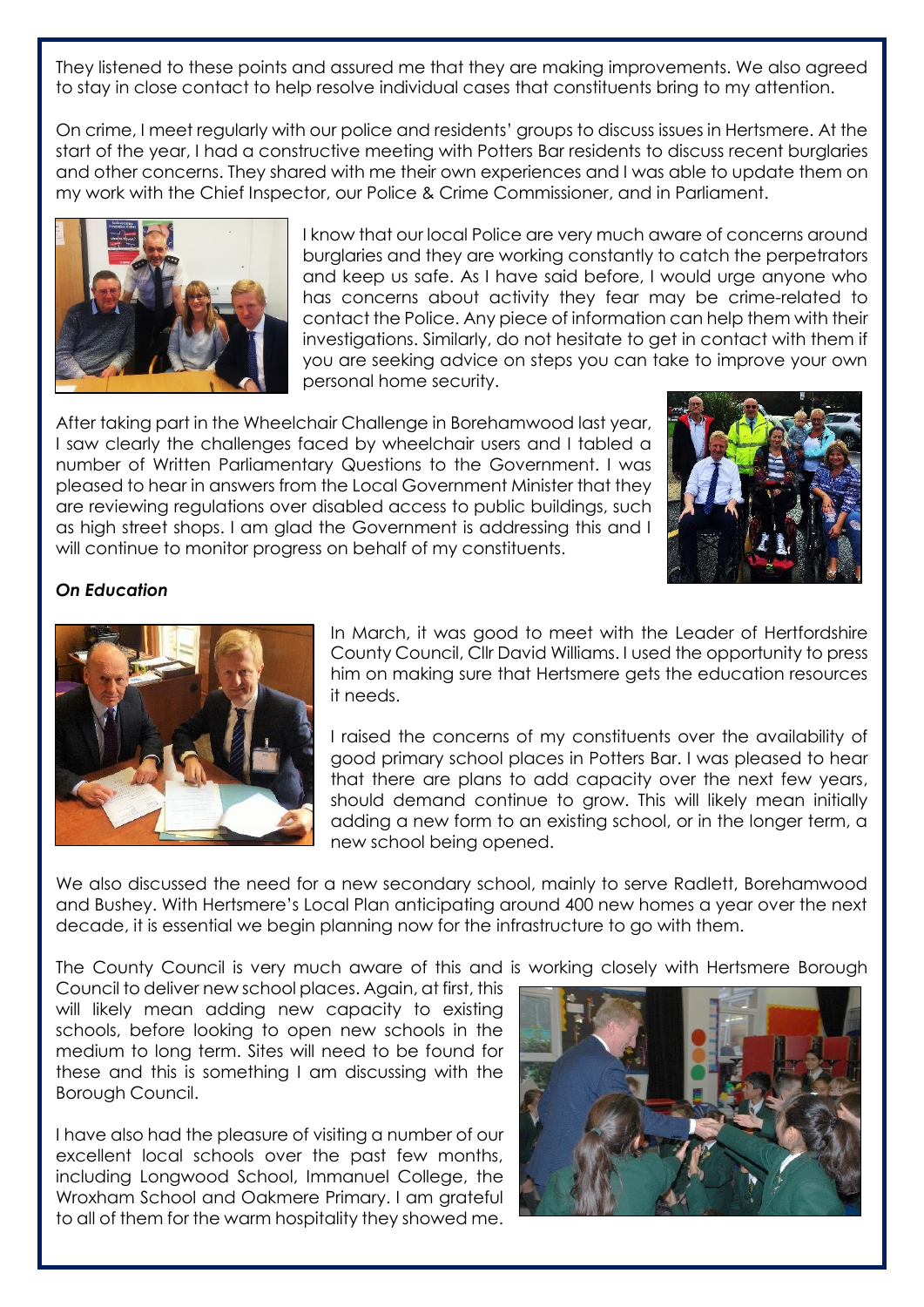They listened to these points and assured me that they are making improvements. We also agreed to stay in close contact to help resolve individual cases that constituents bring to my attention.

On crime, I meet regularly with our police and residents' groups to discuss issues in Hertsmere. At the start of the year, I had a constructive meeting with Potters Bar residents to discuss recent burglaries and other concerns. They shared with me their own experiences and I was able to update them on my work with the Chief Inspector, our Police & Crime Commissioner, and in Parliament.

I know that our local Police are very much aware of concerns around burglaries and they are working constantly to catch the perpetrators and keep us safe. As I have said before, I would urge anyone who has concerns about activity they fear may be crime-related to contact the Police. Any piece of information can help them with their investigations. Similarly, do not hesitate to get in contact with them if you are seeking advice on steps you can take to improve your own personal home security.

After taking part in the Wheelchair Challenge in Borehamwood last year, I saw clearly the challenges faced by wheelchair users and I tabled a number of Written Parliamentary Questions to the Government. I was pleased to hear in answers from the Local Government Minister that they are reviewing regulations over disabled access to public buildings, such as high street shops. I am glad the Government is addressing this and I will continue to monitor progress on behalf of my constituents.

***On Education***

In March, it was good to meet with the Leader of Hertfordshire County Council, Cllr David Williams. I used the opportunity to press him on making sure that Hertsmere gets the education resources it needs.

I raised the concerns of my constituents over the availability of good primary school places in Potters Bar. I was pleased to hear that there are plans to add capacity over the next few years, should demand continue to grow. This will likely mean initially adding a new form to an existing school, or in the longer term, a new school being opened.

We also discussed the need for a new secondary school, mainly to serve Radlett, Borehamwood and Bushey. With Hertsmere's Local Plan anticipating around 400 new homes a year over the next decade, it is essential we begin planning now for the infrastructure to go with them.

The County Council is very much aware of this and is working closely with Hertsmere Borough Council to deliver new school places. Again, at first, this will likely mean adding new capacity to existing schools, before looking to open new schools in the medium to long term. Sites will need to be found for these and this is something I am discussing with the Borough Council.

I have also had the pleasure of visiting a number of our excellent local schools over the past few months, including Longwood School, Immanuel College, the Wroxham School and Oakmere Primary. I am grateful to all of them for the warm hospitality they showed me.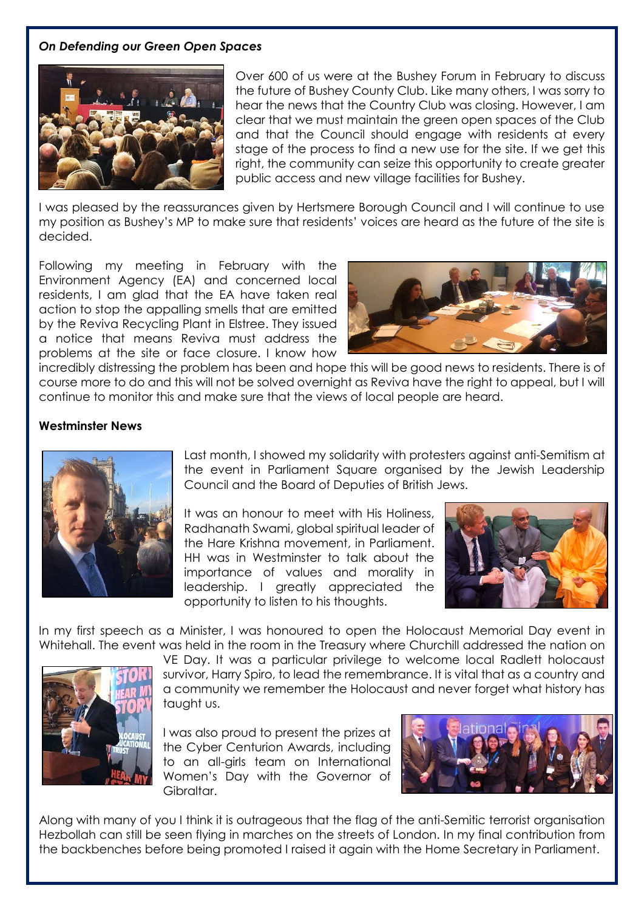### *On Defending our Green Open Spaces*

Over 600 of us were at the Bushey Forum in February to discuss the future of Bushey County Club. Like many others, I was sorry to hear the news that the Country Club was closing. However, I am clear that we must maintain the green open spaces of the Club and that the Council should engage with residents at every stage of the process to find a new use for the site. If we get this right, the community can seize this opportunity to create greater public access and new village facilities for Bushey.

I was pleased by the reassurances given by Hertsmere Borough Council and I will continue to use my position as Bushey's MP to make sure that residents' voices are heard as the future of the site is decided.

Following my meeting in February with the Environment Agency (EA) and concerned local residents, I am glad that the EA have taken real action to stop the appalling smells that are emitted by the Reviva Recycling Plant in Elstree. They issued a notice that means Reviva must address the problems at the site or face closure. I know how incredibly distressing the problem has been and hope this will be good news to residents. There is of course more to do and this will not be solved overnight as Reviva have the right to appeal, but I will continue to monitor this and make sure that the views of local people are heard.

### **Westminster News**

Last month, I showed my solidarity with protesters against anti-Semitism at the event in Parliament Square organised by the Jewish Leadership Council and the Board of Deputies of British Jews.

It was an honour to meet with His Holiness, Radhanath Swami, global spiritual leader of the Hare Krishna movement, in Parliament. HH was in Westminster to talk about the importance of values and morality in leadership. I greatly appreciated the opportunity to listen to his thoughts.

In my first speech as a Minister, I was honoured to open the Holocaust Memorial Day event in Whitehall. The event was held in the room in the Treasury where Churchill addressed the nation on VE Day. It was a particular privilege to welcome local Radlett holocaust survivor, Harry Spiro, to lead the remembrance. It is vital that as a country and a community we remember the Holocaust and never forget what history has taught us.

I was also proud to present the prizes at the Cyber Centurion Awards, including to an all-girls team on International Women's Day with the Governor of Gibraltar.

Along with many of you I think it is outrageous that the flag of the anti-Semitic terrorist organisation Hezbollah can still be seen flying in marches on the streets of London. In my final contribution from the backbenches before being promoted I raised it again with the Home Secretary in Parliament.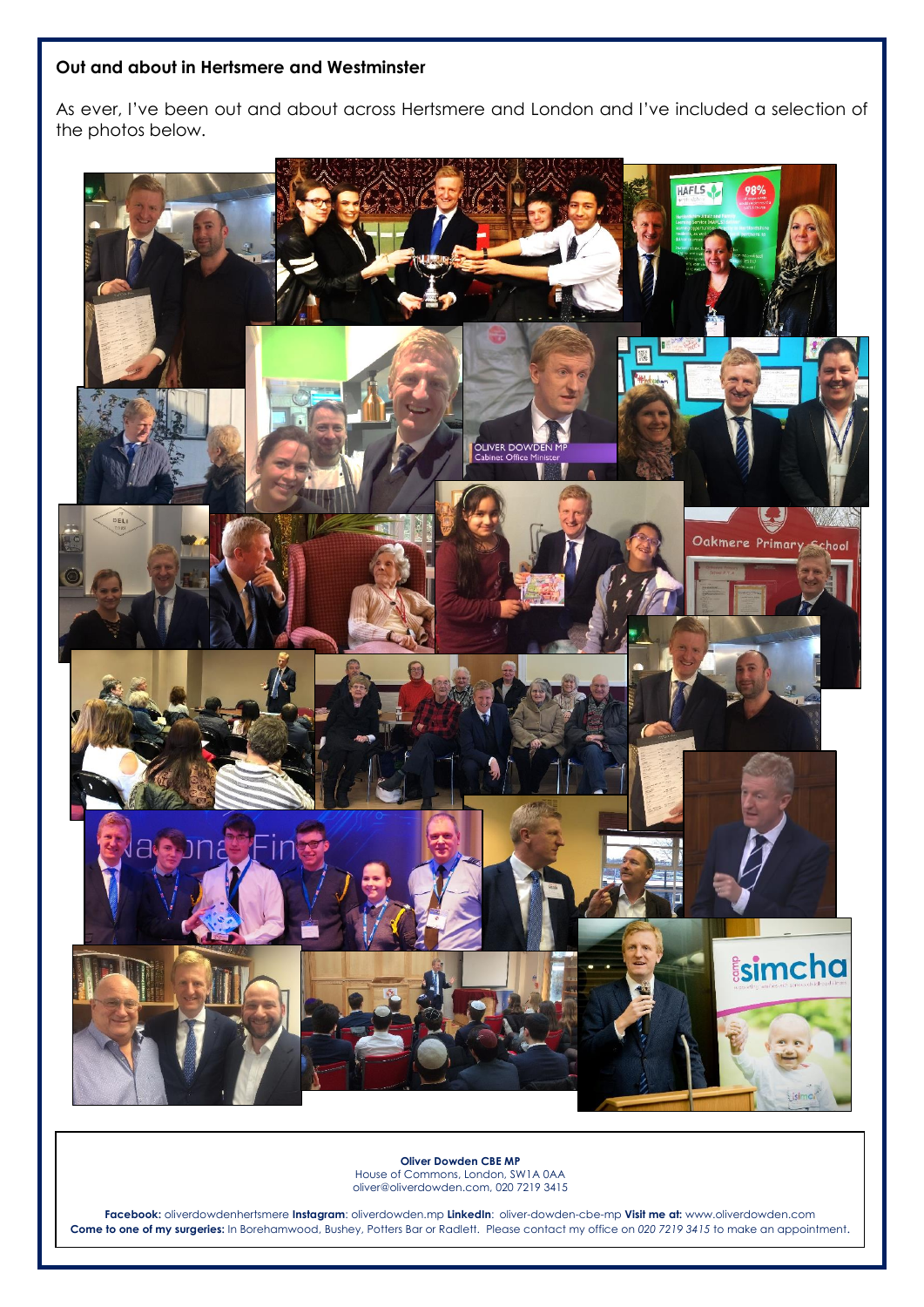## Out and about in Hertsmere and Westminster

As ever, I've been out and about across Hertsmere and London and I've included a selection of the photos below.

**Oliver Dowden CBE MP**
House of Commons, London, SW1A 0AA
oliver@oliverdowden.com, 020 7219 3415

**Facebook:** oliverdowdenhertsmere **Instagram**: oliverdowden.mp **LinkedIn**: oliver-dowden-cbe-mp **Visit me at:** www.oliverdowden.com
**Come to one of my surgeries:** In Borehamwood, Bushey, Potters Bar or Radlett. Please contact my office on *020 7219 3415* to make an appointment.